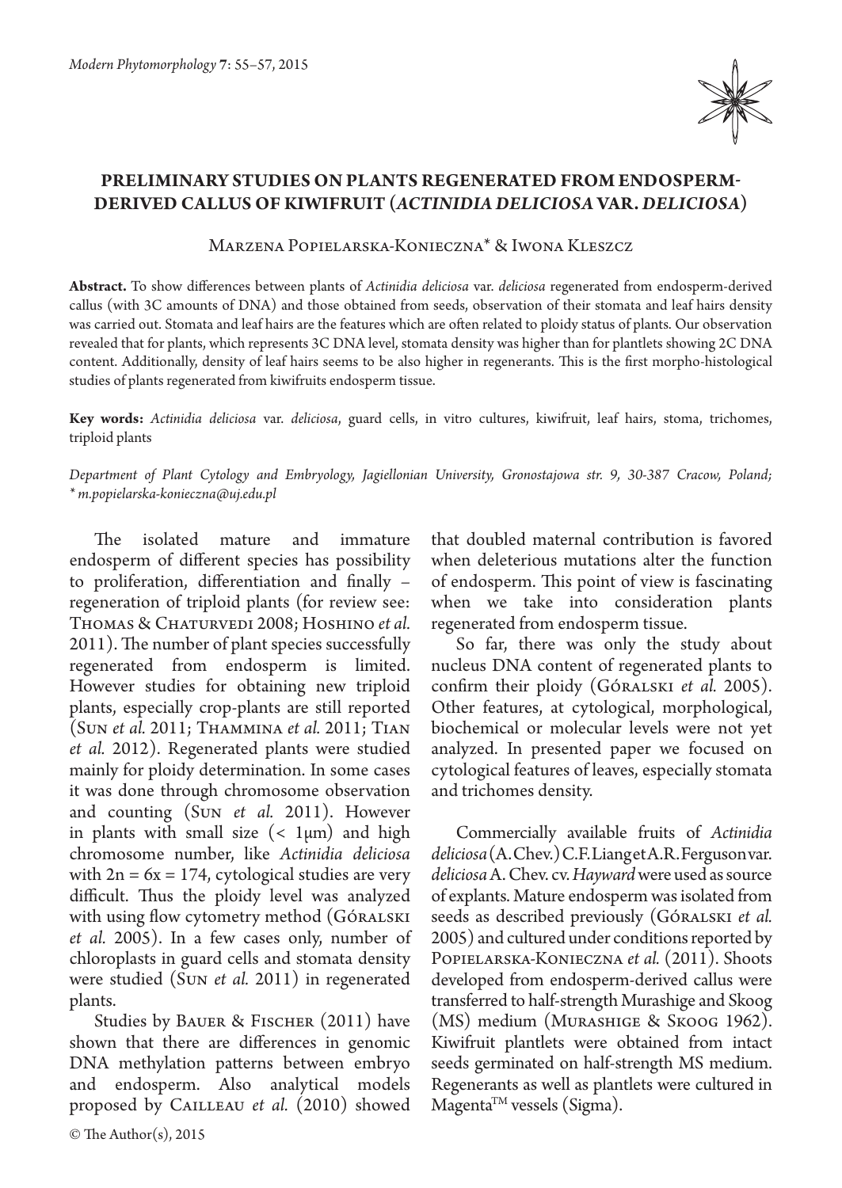# PRELIMINARY STUDIES ON PLANTS REGENERATED FROM ENDOSPERM-DERIVED CALLUS OF KIWIFRUIT (*ACTINIDIA DELICIOSA* VAR. *DELICIOSA*)

Marzena Popielarska-Konieczna* & Iwona Kleszcz

**Abstract.** To show differences between plants of *Actinidia deliciosa* var. *deliciosa* regenerated from endosperm-derived callus (with 3C amounts of DNA) and those obtained from seeds, observation of their stomata and leaf hairs density was carried out. Stomata and leaf hairs are the features which are often related to ploidy status of plants. Our observation revealed that for plants, which represents 3C DNA level, stomata density was higher than for plantlets showing 2C DNA content. Additionally, density of leaf hairs seems to be also higher in regenerants. This is the first morpho-histological studies of plants regenerated from kiwifruits endosperm tissue.

**Key words:** *Actinidia deliciosa* var. *deliciosa*, guard cells, in vitro cultures, kiwifruit, leaf hairs, stoma, trichomes, triploid plants

*Department of Plant Cytology and Embryology, Jagiellonian University, Gronostajowa str. 9, 30-387 Cracow, Poland; \* m.popielarska-konieczna@uj.edu.pl*

The isolated mature and immature endosperm of different species has possibility to proliferation, differentiation and finally – regeneration of triploid plants (for review see: Thomas & Chaturvedi 2008; Hoshino *et al.* 2011). The number of plant species successfully regenerated from endosperm is limited. However studies for obtaining new triploid plants, especially crop-plants are still reported (Sun *et al.* 2011; Thammina *et al.* 2011; Tian *et al.* 2012). Regenerated plants were studied mainly for ploidy determination. In some cases it was done through chromosome observation and counting (Sun *et al.* 2011). However in plants with small size (< 1μm) and high chromosome number, like *Actinidia deliciosa* with 2n = 6x = 174, cytological studies are very difficult. Thus the ploidy level was analyzed with using flow cytometry method (Góralski *et al.* 2005). In a few cases only, number of chloroplasts in guard cells and stomata density were studied (Sun *et al.* 2011) in regenerated plants.

Studies by Bauer & Fischer (2011) have shown that there are differences in genomic DNA methylation patterns between embryo and endosperm. Also analytical models proposed by Cailleau *et al.* (2010) showed that doubled maternal contribution is favored when deleterious mutations alter the function of endosperm. This point of view is fascinating when we take into consideration plants regenerated from endosperm tissue.

So far, there was only the study about nucleus DNA content of regenerated plants to confirm their ploidy (Góralski *et al.* 2005). Other features, at cytological, morphological, biochemical or molecular levels were not yet analyzed. In presented paper we focused on cytological features of leaves, especially stomata and trichomes density.

Commercially available fruits of *Actinidia deliciosa* (A. Chev.) C.F. Liang et A.R. Ferguson var. *deliciosa* A. Chev. cv. *Hayward* were used as source of explants. Mature endosperm was isolated from seeds as described previously (Góralski *et al.* 2005) and cultured under conditions reported by Popielarska-Konieczna *et al.* (2011). Shoots developed from endosperm-derived callus were transferred to half-strength Murashige and Skoog (MS) medium (Murashige & Skoog 1962). Kiwifruit plantlets were obtained from intact seeds germinated on half-strength MS medium. Regenerants as well as plantlets were cultured in Magenta™ vessels (Sigma).

© The Author(s), 2015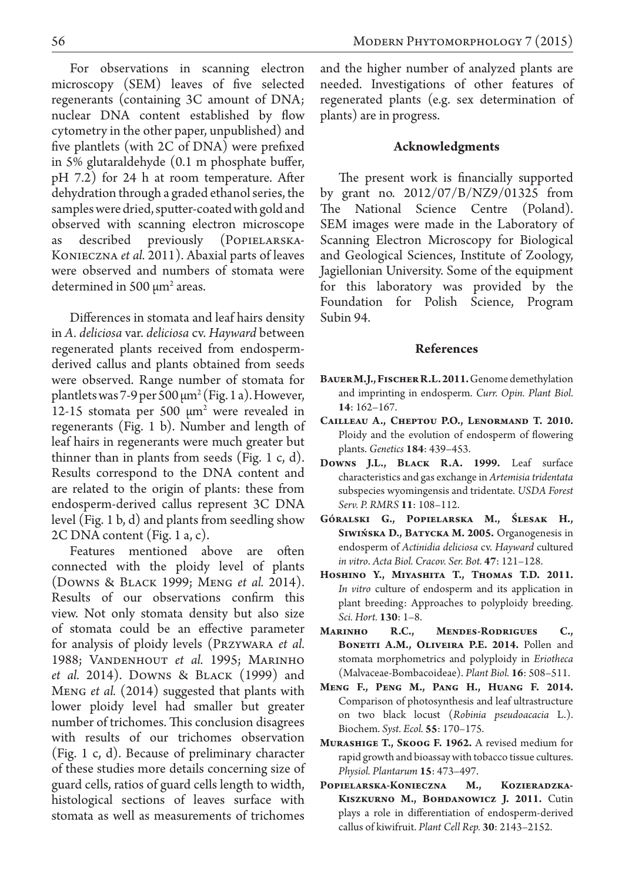For observations in scanning electron microscopy (SEM) leaves of five selected regenerants (containing 3C amount of DNA; nuclear DNA content established by flow cytometry in the other paper, unpublished) and five plantlets (with 2C of DNA) were prefixed in 5% glutaraldehyde (0.1 m phosphate buffer, pH 7.2) for 24 h at room temperature. After dehydration through a graded ethanol series, the samples were dried, sputter-coated with gold and observed with scanning electron microscope as described previously (Popielarska-Konieczna *et al.* 2011). Abaxial parts of leaves were observed and numbers of stomata were determined in 500 μm² areas.

Differences in stomata and leaf hairs density in *A. deliciosa* var. *deliciosa* cv. *Hayward* between regenerated plants received from endosperm-derived callus and plants obtained from seeds were observed. Range number of stomata for plantlets was 7-9 per 500 μm² (Fig. 1 a). However, 12-15 stomata per 500 μm² were revealed in regenerants (Fig. 1 b). Number and length of leaf hairs in regenerants were much greater but thinner than in plants from seeds (Fig. 1 c, d). Results correspond to the DNA content and are related to the origin of plants: these from endosperm-derived callus represent 3C DNA level (Fig. 1 b, d) and plants from seedling show 2C DNA content (Fig. 1 a, c).

Features mentioned above are often connected with the ploidy level of plants (Downs & Black 1999; Meng *et al.* 2014). Results of our observations confirm this view. Not only stomata density but also size of stomata could be an effective parameter for analysis of ploidy levels (Przywara *et al.* 1988; Vandenhout *et al.* 1995; Marinho *et al.* 2014). Downs & Black (1999) and Meng *et al.* (2014) suggested that plants with lower ploidy level had smaller but greater number of trichomes. This conclusion disagrees with results of our trichomes observation (Fig. 1 c, d). Because of preliminary character of these studies more details concerning size of guard cells, ratios of guard cells length to width, histological sections of leaves surface with stomata as well as measurements of trichomes and the higher number of analyzed plants are needed. Investigations of other features of regenerated plants (e.g. sex determination of plants) are in progress.

## Acknowledgments

The present work is financially supported by grant no. 2012/07/B/NZ9/01325 from The National Science Centre (Poland). SEM images were made in the Laboratory of Scanning Electron Microscopy for Biological and Geological Sciences, Institute of Zoology, Jagiellonian University. Some of the equipment for this laboratory was provided by the Foundation for Polish Science, Program Subin 94.

## References

**Bauer M.J., Fischer R.L. 2011.** Genome demethylation and imprinting in endosperm. *Curr. Opin. Plant Biol.* **14**: 162–167.

**Cailleau A., Cheptou P.O., Lenormand T. 2010.** Ploidy and the evolution of endosperm of flowering plants. *Genetics* **184**: 439–453.

**Downs J.L., Black R.A. 1999.** Leaf surface characteristics and gas exchange in *Artemisia tridentata* subspecies wyomingensis and tridentate. *USDA Forest Serv. P. RMRS* **11**: 108–112.

**Góralski G., Popielarska M., Ślesak H., Siwińska D., Batycka M. 2005.** Organogenesis in endosperm of *Actinidia deliciosa* cv. *Hayward* cultured *in vitro*. *Acta Biol. Cracov. Ser. Bot.* **47**: 121–128.

**Hoshino Y., Miyashita T., Thomas T.D. 2011.** *In vitro* culture of endosperm and its application in plant breeding: Approaches to polyploidy breeding. *Sci. Hort.* **130**: 1–8.

**Marinho R.C., Mendes-Rodrigues C., Bonetti A.M., Oliveira P.E. 2014.** Pollen and stomata morphometrics and polyploidy in *Eriotheca* (Malvaceae-Bombacoideae). *Plant Biol.* **16**: 508–511.

**Meng F., Peng M., Pang H., Huang F. 2014.** Comparison of photosynthesis and leaf ultrastructure on two black locust (*Robinia pseudoacacia* L.). Biochem. *Syst. Ecol.* **55**: 170–175.

**Murashige T., Skoog F. 1962.** A revised medium for rapid growth and bioassay with tobacco tissue cultures. *Physiol. Plantarum* **15**: 473–497.

**Popielarska-Konieczna M., Kozieradzka-Kiszkurno M., Bohdanowicz J. 2011.** Cutin plays a role in differentiation of endosperm-derived callus of kiwifruit. *Plant Cell Rep.* **30**: 2143–2152.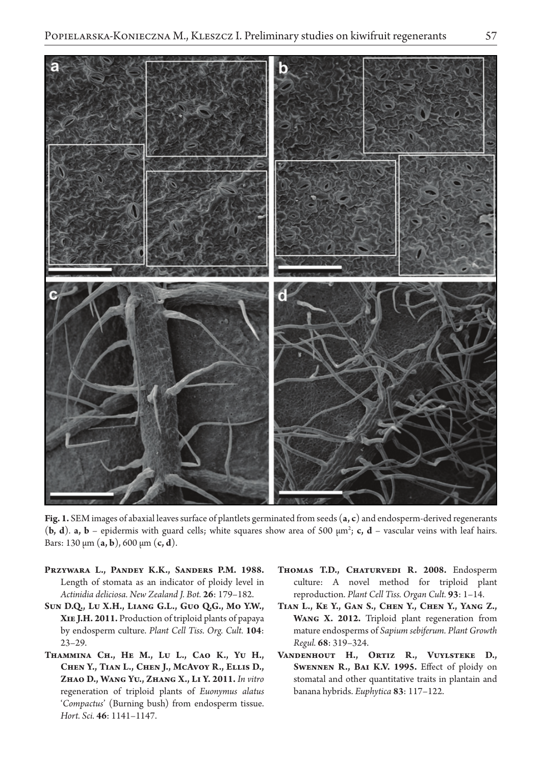**Fig. 1.** SEM images of abaxial leaves surface of plantlets germinated from seeds (**a, c**) and endosperm-derived regenerants (**b, d**). **a, b** – epidermis with guard cells; white squares show area of 500 µm$^2$; **c, d** – vascular veins with leaf hairs. Bars: 130 µm (**a, b**), 600 µm (**c, d**).

**Przywara L., Pandey K.K., Sanders P.M. 1988.** Length of stomata as an indicator of ploidy level in *Actinidia deliciosa*. *New Zealand J. Bot.* **26**: 179–182.

**Sun D.Q., Lu X.H., Liang G.L., Guo Q.G., Mo Y.W., Xie J.H. 2011.** Production of triploid plants of papaya by endosperm culture. *Plant Cell Tiss. Org. Cult.* **104**: 23–29.

**Thammina Ch., He M., Lu L., Cao K., Yu H., Chen Y., Tian L., Chen J., McAvoy R., Ellis D., Zhao D., Wang Yu., Zhang X., Li Y. 2011.** *In vitro* regeneration of triploid plants of *Euonymus alatus* '*Compactus*' (Burning bush) from endosperm tissue. *Hort. Sci.* **46**: 1141–1147.

**Thomas T.D., Chaturvedi R. 2008.** Endosperm culture: A novel method for triploid plant reproduction. *Plant Cell Tiss. Organ Cult.* **93**: 1–14.

**Tian L., Ke Y., Gan S., Chen Y., Chen Y., Yang Z., Wang X. 2012.** Triploid plant regeneration from mature endosperms of *Sapium sebiferum*. *Plant Growth Regul.* **68**: 319–324.

**Vandenhout H., Ortiz R., Vuylsteke D., Swennen R., Bai K.V. 1995.** Effect of ploidy on stomatal and other quantitative traits in plantain and banana hybrids. *Euphytica* **83**: 117–122.